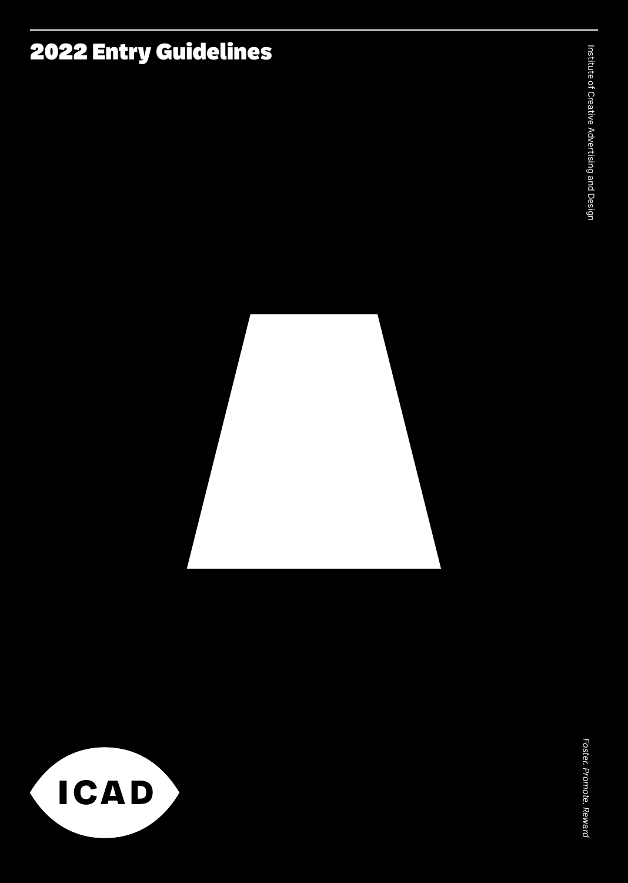# 2022 Entry Guidelines

Institute of Creative Advertising and Design

ICAD

*Foster. Promote. Reward*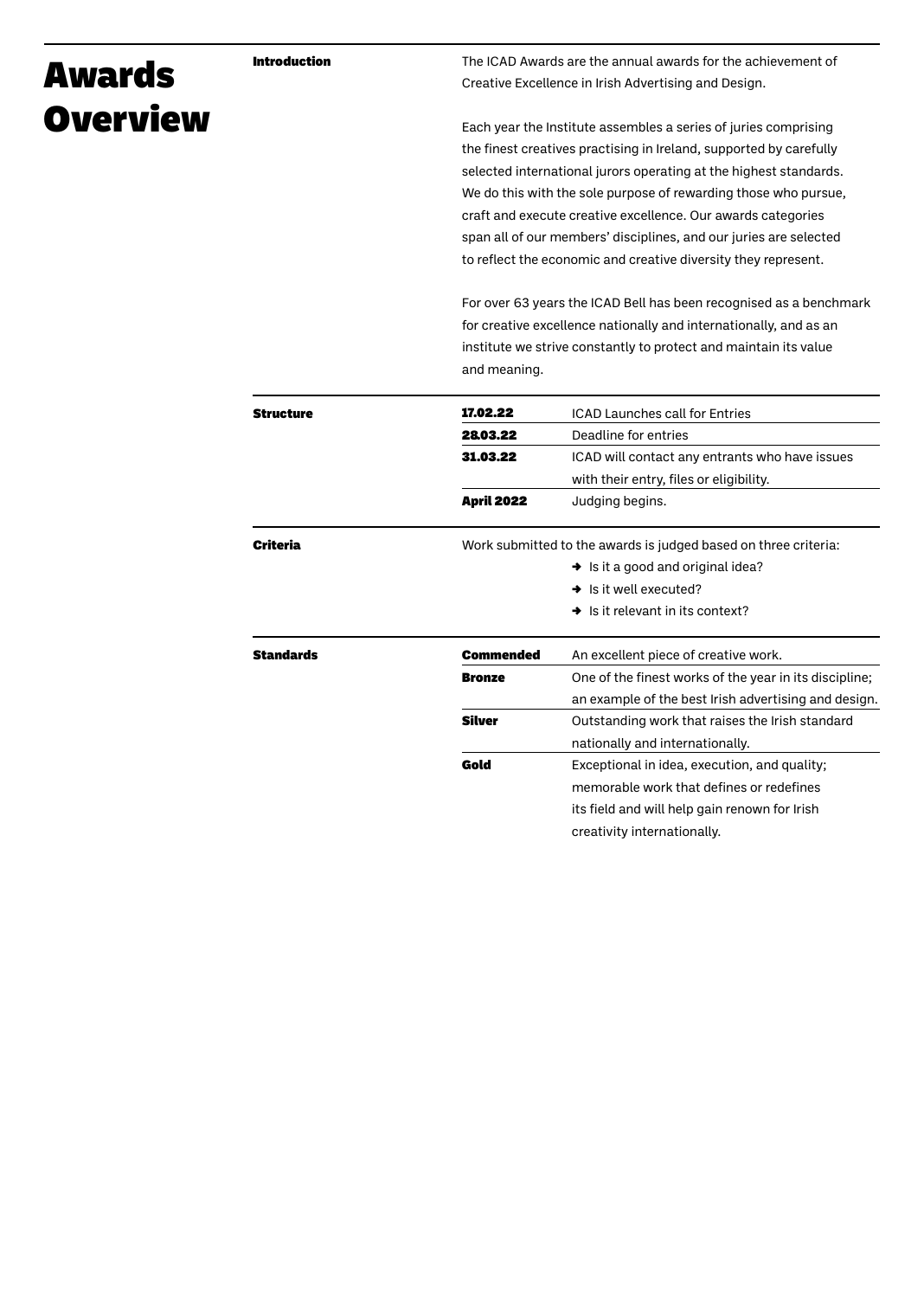# Awards Overview

## Introduction

The ICAD Awards are the annual awards for the achievement of Creative Excellence in Irish Advertising and Design.

Each year the Institute assembles a series of juries comprising the finest creatives practising in Ireland, supported by carefully selected international jurors operating at the highest standards. We do this with the sole purpose of rewarding those who pursue, craft and execute creative excellence. Our awards categories span all of our members' disciplines, and our juries are selected to reflect the economic and creative diversity they represent.

For over 63 years the ICAD Bell has been recognised as a benchmark for creative excellence nationally and internationally, and as an institute we strive constantly to protect and maintain its value and meaning.

## Structure

| | |
|---|---|
| **17.02.22** | ICAD Launches call for Entries |
| **28.03.22** | Deadline for entries |
| **31.03.22** | ICAD will contact any entrants who have issues with their entry, files or eligibility. |
| **April 2022** | Judging begins. |

## Criteria

Work submitted to the awards is judged based on three criteria:

- ➜ Is it a good and original idea?
- ➜ Is it well executed?
- ➜ Is it relevant in its context?

## Standards

| | |
|---|---|
| **Commended** | An excellent piece of creative work. |
| **Bronze** | One of the finest works of the year in its discipline; an example of the best Irish advertising and design. |
| **Silver** | Outstanding work that raises the Irish standard nationally and internationally. |
| **Gold** | Exceptional in idea, execution, and quality; memorable work that defines or redefines its field and will help gain renown for Irish creativity internationally. |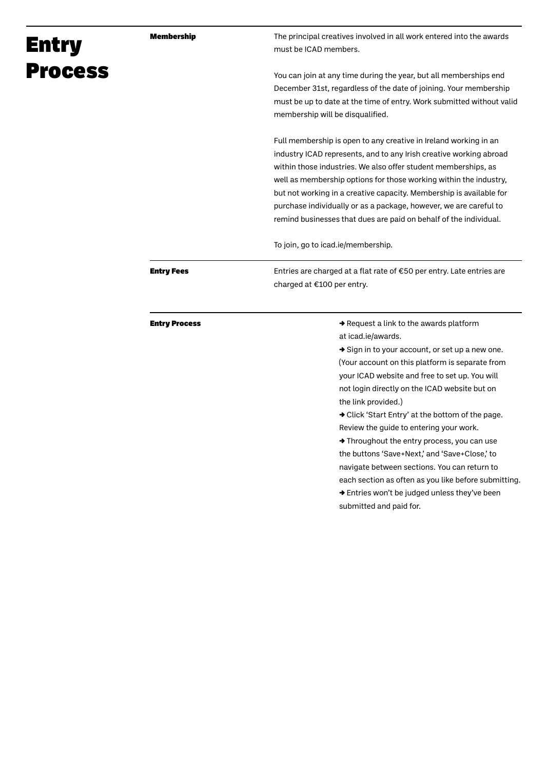# Entry Process

## Membership

The principal creatives involved in all work entered into the awards must be ICAD members.

You can join at any time during the year, but all memberships end December 31st, regardless of the date of joining. Your membership must be up to date at the time of entry. Work submitted without valid membership will be disqualified.

Full membership is open to any creative in Ireland working in an industry ICAD represents, and to any Irish creative working abroad within those industries. We also offer student memberships, as well as membership options for those working within the industry, but not working in a creative capacity. Membership is available for purchase individually or as a package, however, we are careful to remind businesses that dues are paid on behalf of the individual.

To join, go to icad.ie/membership.

## Entry Fees

Entries are charged at a flat rate of €50 per entry. Late entries are charged at €100 per entry.

## Entry Process

➜ Request a link to the awards platform at icad.ie/awards.
➜ Sign in to your account, or set up a new one. (Your account on this platform is separate from your ICAD website and free to set up. You will not login directly on the ICAD website but on the link provided.)
➜ Click 'Start Entry' at the bottom of the page. Review the guide to entering your work.
➜ Throughout the entry process, you can use the buttons 'Save+Next,' and 'Save+Close,' to navigate between sections. You can return to each section as often as you like before submitting.
➜ Entries won't be judged unless they've been submitted and paid for.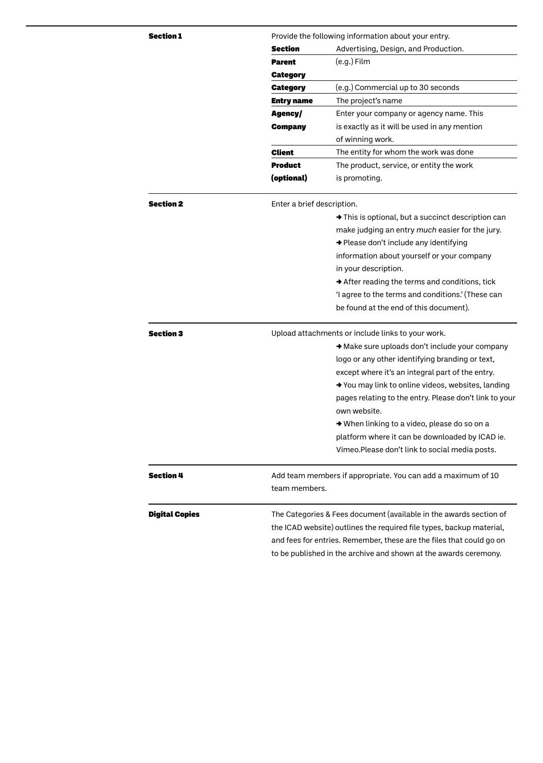## Section 1

Provide the following information about your entry.

| | |
|---|---|
| **Section** | Advertising, Design, and Production. |
| **Parent Category** | (e.g.) Film |
| **Category** | (e.g.) Commercial up to 30 seconds |
| **Entry name** | The project's name |
| **Agency/ Company** | Enter your company or agency name. This is exactly as it will be used in any mention of winning work. |
| **Client** | The entity for whom the work was done |
| **Product (optional)** | The product, service, or entity the work is promoting. |

## Section 2

Enter a brief description.

- ➜ This is optional, but a succinct description can make judging an entry *much* easier for the jury.
- ➜ Please don't include any identifying information about yourself or your company in your description.
- ➜ After reading the terms and conditions, tick 'I agree to the terms and conditions.' (These can be found at the end of this document).

## Section 3

Upload attachments or include links to your work.

- ➜ Make sure uploads don't include your company logo or any other identifying branding or text, except where it's an integral part of the entry.
- ➜ You may link to online videos, websites, landing pages relating to the entry. Please don't link to your own website.
- ➜ When linking to a video, please do so on a platform where it can be downloaded by ICAD ie. Vimeo.Please don't link to social media posts.

## Section 4

Add team members if appropriate. You can add a maximum of 10 team members.

## Digital Copies

The Categories & Fees document (available in the awards section of the ICAD website) outlines the required file types, backup material, and fees for entries. Remember, these are the files that could go on to be published in the archive and shown at the awards ceremony.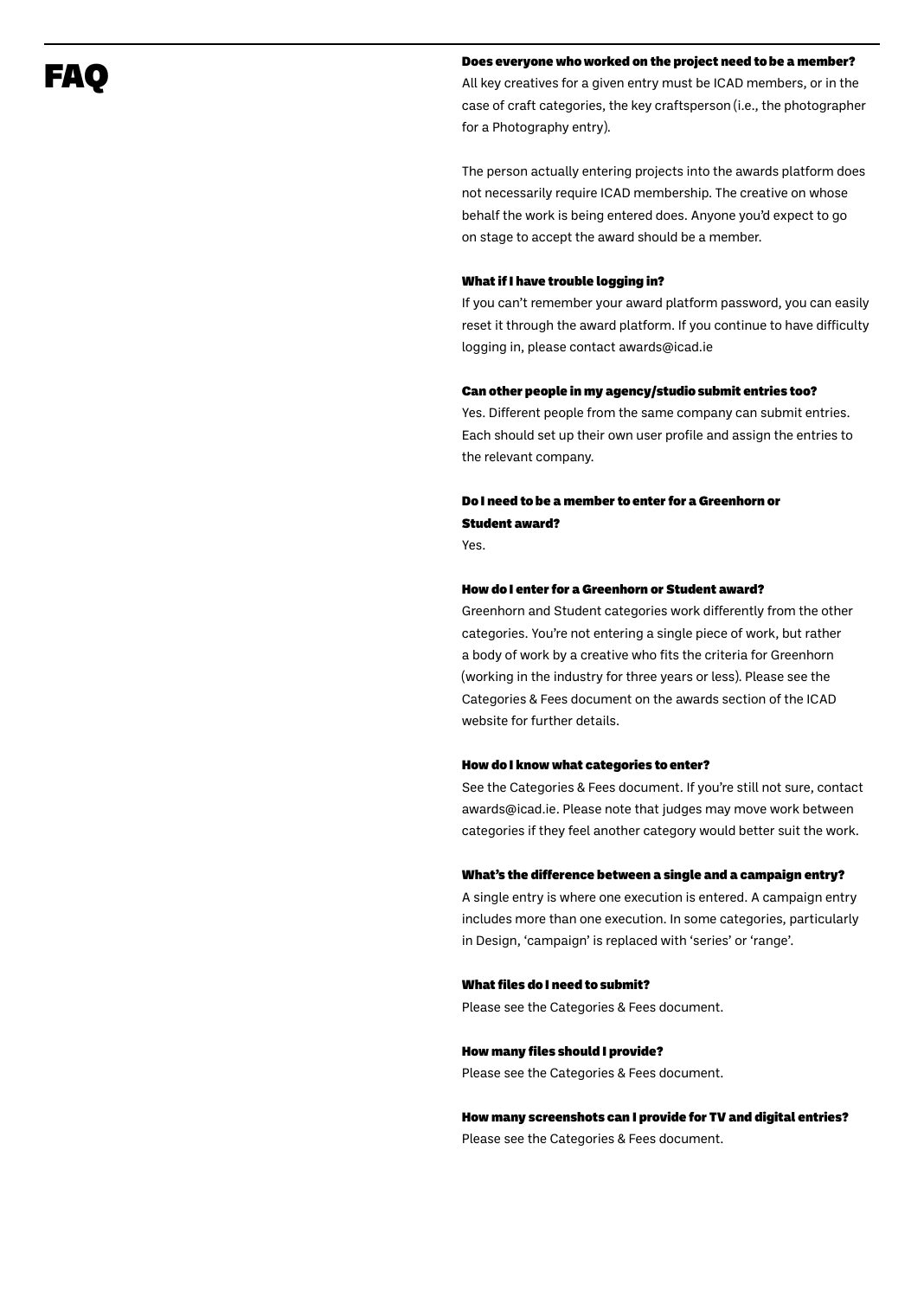# FAQ

**Does everyone who worked on the project need to be a member?**

All key creatives for a given entry must be ICAD members, or in the case of craft categories, the key craftsperson (i.e., the photographer for a Photography entry).

The person actually entering projects into the awards platform does not necessarily require ICAD membership. The creative on whose behalf the work is being entered does. Anyone you'd expect to go on stage to accept the award should be a member.

**What if I have trouble logging in?**

If you can't remember your award platform password, you can easily reset it through the award platform. If you continue to have difficulty logging in, please contact awards@icad.ie

**Can other people in my agency/studio submit entries too?**

Yes. Different people from the same company can submit entries. Each should set up their own user profile and assign the entries to the relevant company.

**Do I need to be a member to enter for a Greenhorn or Student award?**

Yes.

**How do I enter for a Greenhorn or Student award?**

Greenhorn and Student categories work differently from the other categories. You're not entering a single piece of work, but rather a body of work by a creative who fits the criteria for Greenhorn (working in the industry for three years or less). Please see the Categories & Fees document on the awards section of the ICAD website for further details.

**How do I know what categories to enter?**

See the Categories & Fees document. If you're still not sure, contact awards@icad.ie. Please note that judges may move work between categories if they feel another category would better suit the work.

**What's the difference between a single and a campaign entry?**

A single entry is where one execution is entered. A campaign entry includes more than one execution. In some categories, particularly in Design, 'campaign' is replaced with 'series' or 'range'.

**What files do I need to submit?**

Please see the Categories & Fees document.

**How many files should I provide?**

Please see the Categories & Fees document.

**How many screenshots can I provide for TV and digital entries?**

Please see the Categories & Fees document.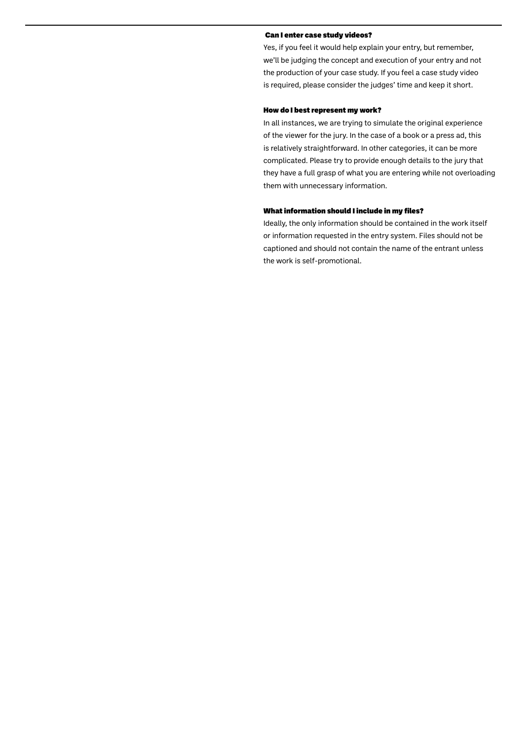### Can I enter case study videos?

Yes, if you feel it would help explain your entry, but remember, we'll be judging the concept and execution of your entry and not the production of your case study. If you feel a case study video is required, please consider the judges' time and keep it short.

### How do I best represent my work?

In all instances, we are trying to simulate the original experience of the viewer for the jury. In the case of a book or a press ad, this is relatively straightforward. In other categories, it can be more complicated. Please try to provide enough details to the jury that they have a full grasp of what you are entering while not overloading them with unnecessary information.

### What information should I include in my files?

Ideally, the only information should be contained in the work itself or information requested in the entry system. Files should not be captioned and should not contain the name of the entrant unless the work is self-promotional.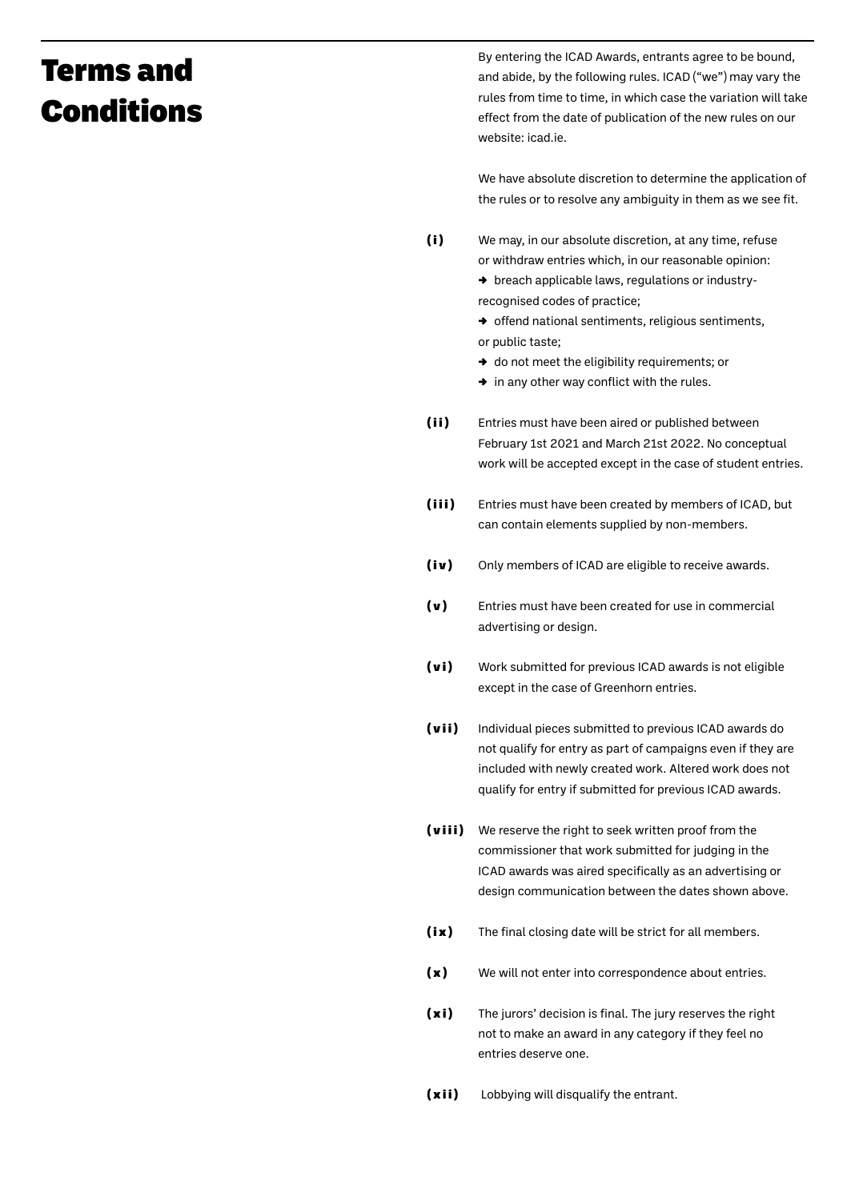# Terms and Conditions

By entering the ICAD Awards, entrants agree to be bound, and abide, by the following rules. ICAD ("we") may vary the rules from time to time, in which case the variation will take effect from the date of publication of the new rules on our website: icad.ie.

We have absolute discretion to determine the application of the rules or to resolve any ambiguity in them as we see fit.

**(i)** We may, in our absolute discretion, at any time, refuse or withdraw entries which, in our reasonable opinion:

→ breach applicable laws, regulations or industry-recognised codes of practice;
→ offend national sentiments, religious sentiments, or public taste;
→ do not meet the eligibility requirements; or
→ in any other way conflict with the rules.

**(ii)** Entries must have been aired or published between February 1st 2021 and March 21st 2022. No conceptual work will be accepted except in the case of student entries.

**(iii)** Entries must have been created by members of ICAD, but can contain elements supplied by non-members.

**(iv)** Only members of ICAD are eligible to receive awards.

**(v)** Entries must have been created for use in commercial advertising or design.

**(vi)** Work submitted for previous ICAD awards is not eligible except in the case of Greenhorn entries.

**(vii)** Individual pieces submitted to previous ICAD awards do not qualify for entry as part of campaigns even if they are included with newly created work. Altered work does not qualify for entry if submitted for previous ICAD awards.

**(viii)** We reserve the right to seek written proof from the commissioner that work submitted for judging in the ICAD awards was aired specifically as an advertising or design communication between the dates shown above.

**(ix)** The final closing date will be strict for all members.

**(x)** We will not enter into correspondence about entries.

**(xi)** The jurors' decision is final. The jury reserves the right not to make an award in any category if they feel no entries deserve one.

**(xii)** Lobbying will disqualify the entrant.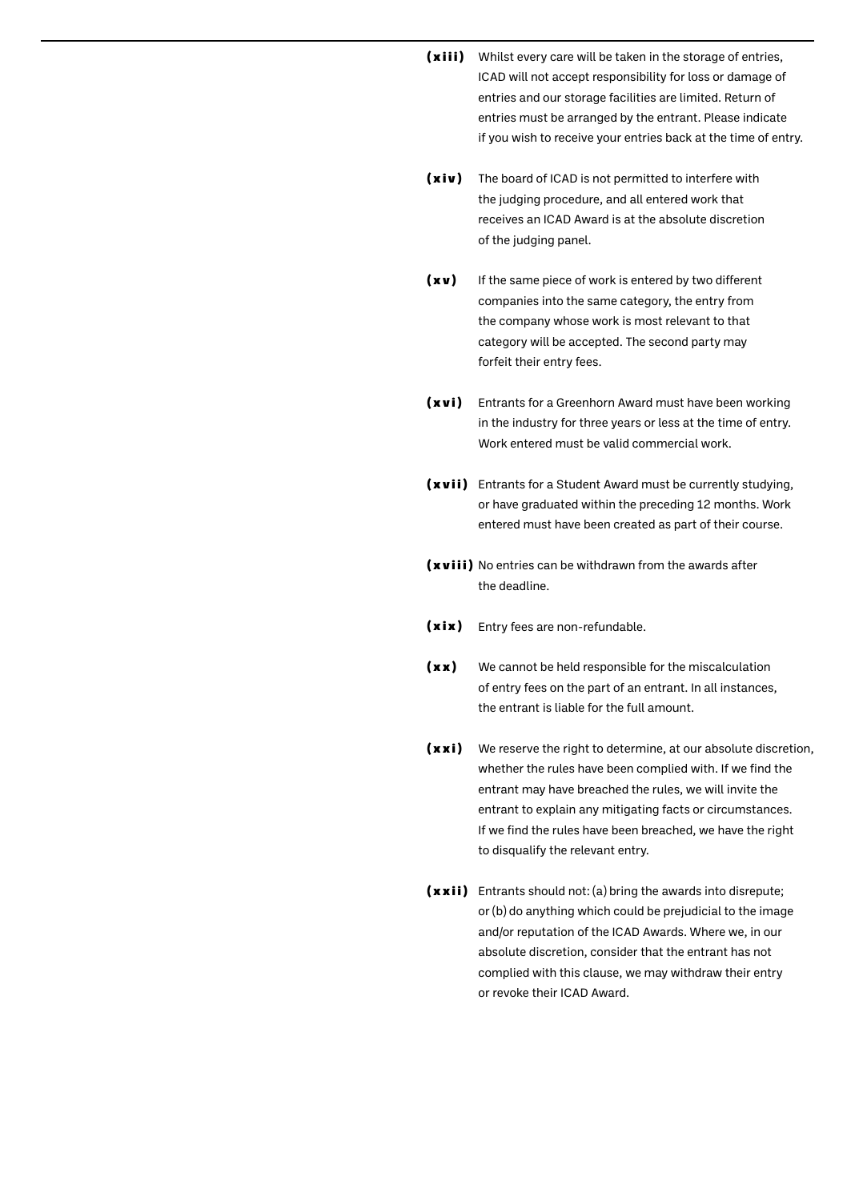**(xiii)** Whilst every care will be taken in the storage of entries, ICAD will not accept responsibility for loss or damage of entries and our storage facilities are limited. Return of entries must be arranged by the entrant. Please indicate if you wish to receive your entries back at the time of entry.

**(xiv)** The board of ICAD is not permitted to interfere with the judging procedure, and all entered work that receives an ICAD Award is at the absolute discretion of the judging panel.

**(xv)** If the same piece of work is entered by two different companies into the same category, the entry from the company whose work is most relevant to that category will be accepted. The second party may forfeit their entry fees.

**(xvi)** Entrants for a Greenhorn Award must have been working in the industry for three years or less at the time of entry. Work entered must be valid commercial work.

**(xvii)** Entrants for a Student Award must be currently studying, or have graduated within the preceding 12 months. Work entered must have been created as part of their course.

**(xviii)** No entries can be withdrawn from the awards after the deadline.

**(xix)** Entry fees are non-refundable.

**(xx)** We cannot be held responsible for the miscalculation of entry fees on the part of an entrant. In all instances, the entrant is liable for the full amount.

**(xxi)** We reserve the right to determine, at our absolute discretion, whether the rules have been complied with. If we find the entrant may have breached the rules, we will invite the entrant to explain any mitigating facts or circumstances. If we find the rules have been breached, we have the right to disqualify the relevant entry.

**(xxii)** Entrants should not: (a) bring the awards into disrepute; or (b) do anything which could be prejudicial to the image and/or reputation of the ICAD Awards. Where we, in our absolute discretion, consider that the entrant has not complied with this clause, we may withdraw their entry or revoke their ICAD Award.